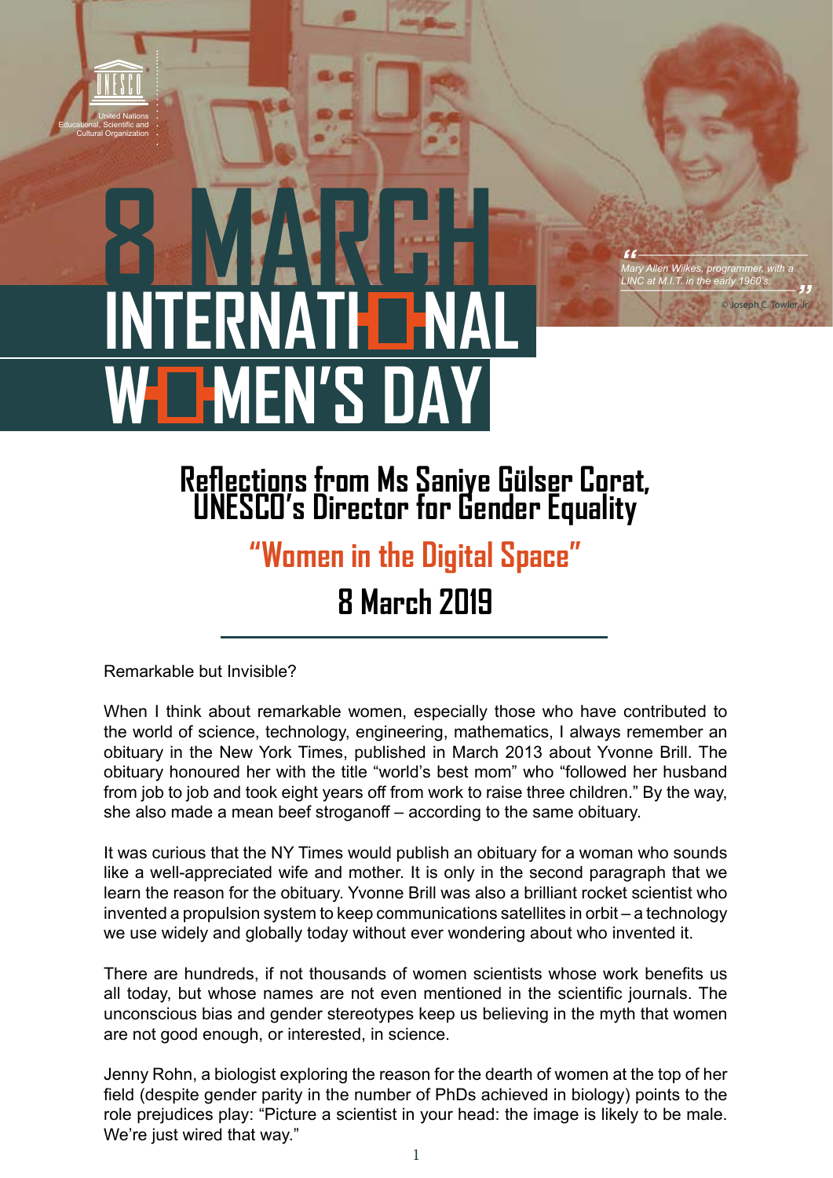United Nations Educational, Scientific and Cultural Organization

# 8 MARCH INTERNATIONAL WOMEN'S DAY

*Mary Allen Wilkes, programmer, with a LINC at M.I.T. in the early 1960's.*

© Joseph C. Towler, Jr.

## Reflections from Ms Saniye Gülser Corat, UNESCO's Director for Gender Equality

## "Women in the Digital Space"

## 8 March 2019

Remarkable but Invisible?

When I think about remarkable women, especially those who have contributed to the world of science, technology, engineering, mathematics, I always remember an obituary in the New York Times, published in March 2013 about Yvonne Brill. The obituary honoured her with the title "world's best mom" who "followed her husband from job to job and took eight years off from work to raise three children." By the way, she also made a mean beef stroganoff – according to the same obituary.

It was curious that the NY Times would publish an obituary for a woman who sounds like a well-appreciated wife and mother. It is only in the second paragraph that we learn the reason for the obituary. Yvonne Brill was also a brilliant rocket scientist who invented a propulsion system to keep communications satellites in orbit – a technology we use widely and globally today without ever wondering about who invented it.

There are hundreds, if not thousands of women scientists whose work benefits us all today, but whose names are not even mentioned in the scientific journals. The unconscious bias and gender stereotypes keep us believing in the myth that women are not good enough, or interested, in science.

Jenny Rohn, a biologist exploring the reason for the dearth of women at the top of her field (despite gender parity in the number of PhDs achieved in biology) points to the role prejudices play: "Picture a scientist in your head: the image is likely to be male. We're just wired that way."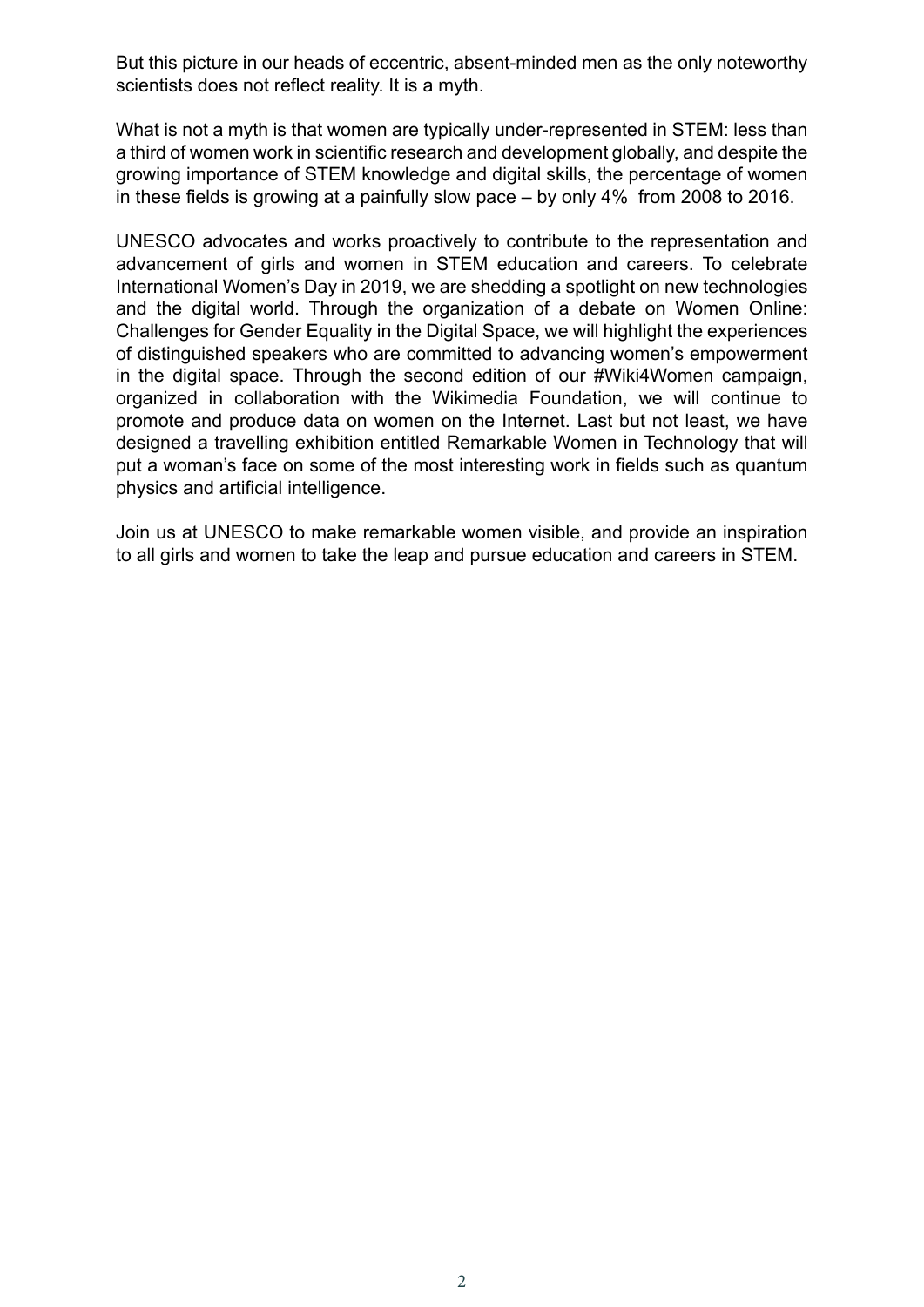But this picture in our heads of eccentric, absent-minded men as the only noteworthy scientists does not reflect reality. It is a myth.

What is not a myth is that women are typically under-represented in STEM: less than a third of women work in scientific research and development globally, and despite the growing importance of STEM knowledge and digital skills, the percentage of women in these fields is growing at a painfully slow pace – by only 4% from 2008 to 2016.

UNESCO advocates and works proactively to contribute to the representation and advancement of girls and women in STEM education and careers. To celebrate International Women's Day in 2019, we are shedding a spotlight on new technologies and the digital world. Through the organization of a debate on Women Online: Challenges for Gender Equality in the Digital Space, we will highlight the experiences of distinguished speakers who are committed to advancing women's empowerment in the digital space. Through the second edition of our #Wiki4Women campaign, organized in collaboration with the Wikimedia Foundation, we will continue to promote and produce data on women on the Internet. Last but not least, we have designed a travelling exhibition entitled Remarkable Women in Technology that will put a woman's face on some of the most interesting work in fields such as quantum physics and artificial intelligence.

Join us at UNESCO to make remarkable women visible, and provide an inspiration to all girls and women to take the leap and pursue education and careers in STEM.